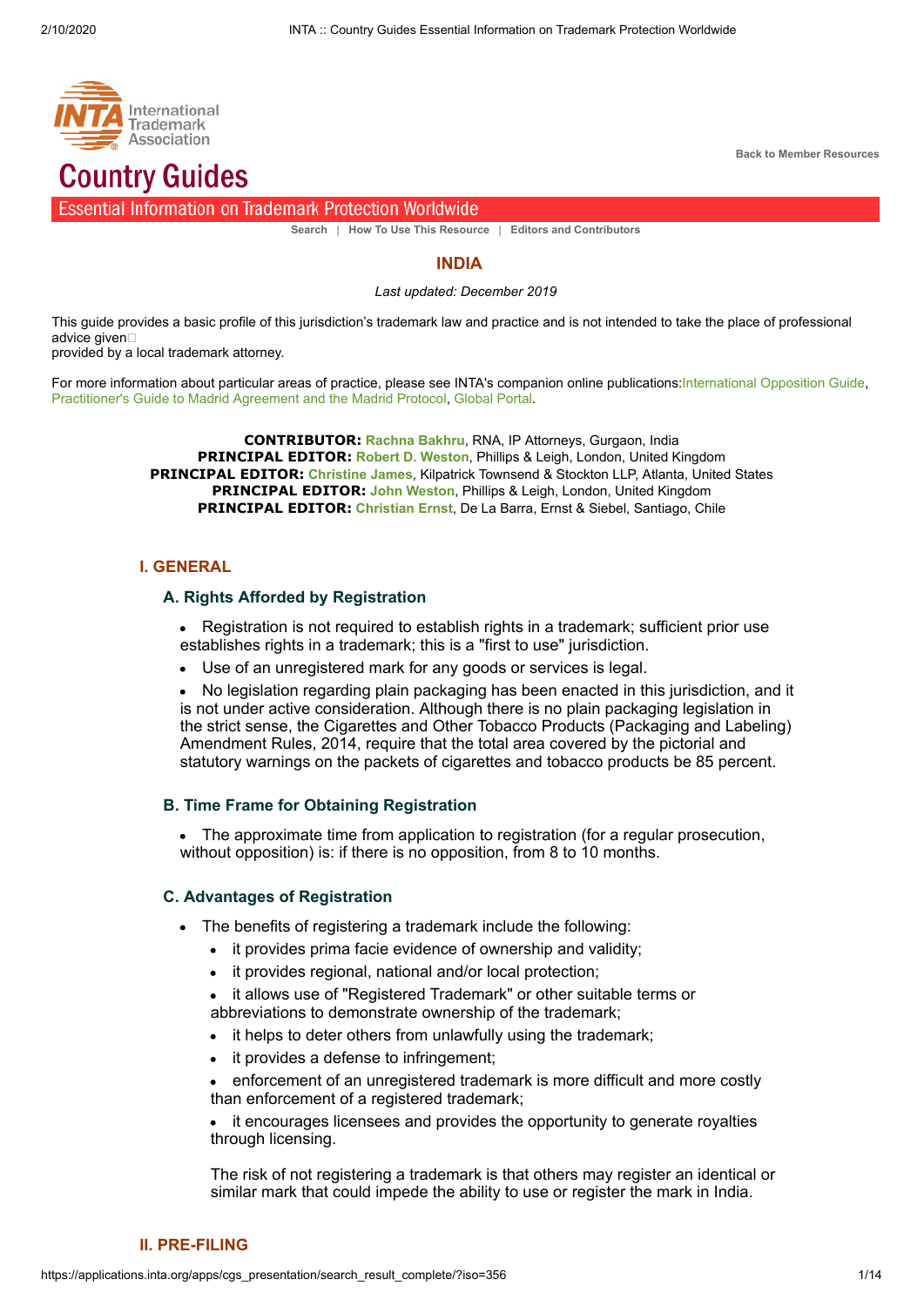International Trademark Association

# Country Guides

Essential Information on Trademark Protection Worldwide

Back to Member Resources

Search | How To Use This Resource | Editors and Contributors

## INDIA

*Last updated: December 2019*

This guide provides a basic profile of this jurisdiction's trademark law and practice and is not intended to take the place of professional advice given
provided by a local trademark attorney.

For more information about particular areas of practice, please see INTA's companion online publications: International Opposition Guide, Practitioner's Guide to Madrid Agreement and the Madrid Protocol, Global Portal.

**CONTRIBUTOR:** Rachna Bakhru, RNA, IP Attorneys, Gurgaon, India
**PRINCIPAL EDITOR:** Robert D. Weston, Phillips & Leigh, London, United Kingdom
**PRINCIPAL EDITOR:** Christine James, Kilpatrick Townsend & Stockton LLP, Atlanta, United States
**PRINCIPAL EDITOR:** John Weston, Phillips & Leigh, London, United Kingdom
**PRINCIPAL EDITOR:** Christian Ernst, De La Barra, Ernst & Siebel, Santiago, Chile

## I. GENERAL

### A. Rights Afforded by Registration

- Registration is not required to establish rights in a trademark; sufficient prior use establishes rights in a trademark; this is a "first to use" jurisdiction.
- Use of an unregistered mark for any goods or services is legal.
- No legislation regarding plain packaging has been enacted in this jurisdiction, and it is not under active consideration. Although there is no plain packaging legislation in the strict sense, the Cigarettes and Other Tobacco Products (Packaging and Labeling) Amendment Rules, 2014, require that the total area covered by the pictorial and statutory warnings on the packets of cigarettes and tobacco products be 85 percent.

### B. Time Frame for Obtaining Registration

- The approximate time from application to registration (for a regular prosecution, without opposition) is: if there is no opposition, from 8 to 10 months.

### C. Advantages of Registration

- The benefits of registering a trademark include the following:
  - it provides prima facie evidence of ownership and validity;
  - it provides regional, national and/or local protection;
  - it allows use of "Registered Trademark" or other suitable terms or abbreviations to demonstrate ownership of the trademark;
  - it helps to deter others from unlawfully using the trademark;
  - it provides a defense to infringement;
  - enforcement of an unregistered trademark is more difficult and more costly than enforcement of a registered trademark;
  - it encourages licensees and provides the opportunity to generate royalties through licensing.

  The risk of not registering a trademark is that others may register an identical or similar mark that could impede the ability to use or register the mark in India.

## II. PRE-FILING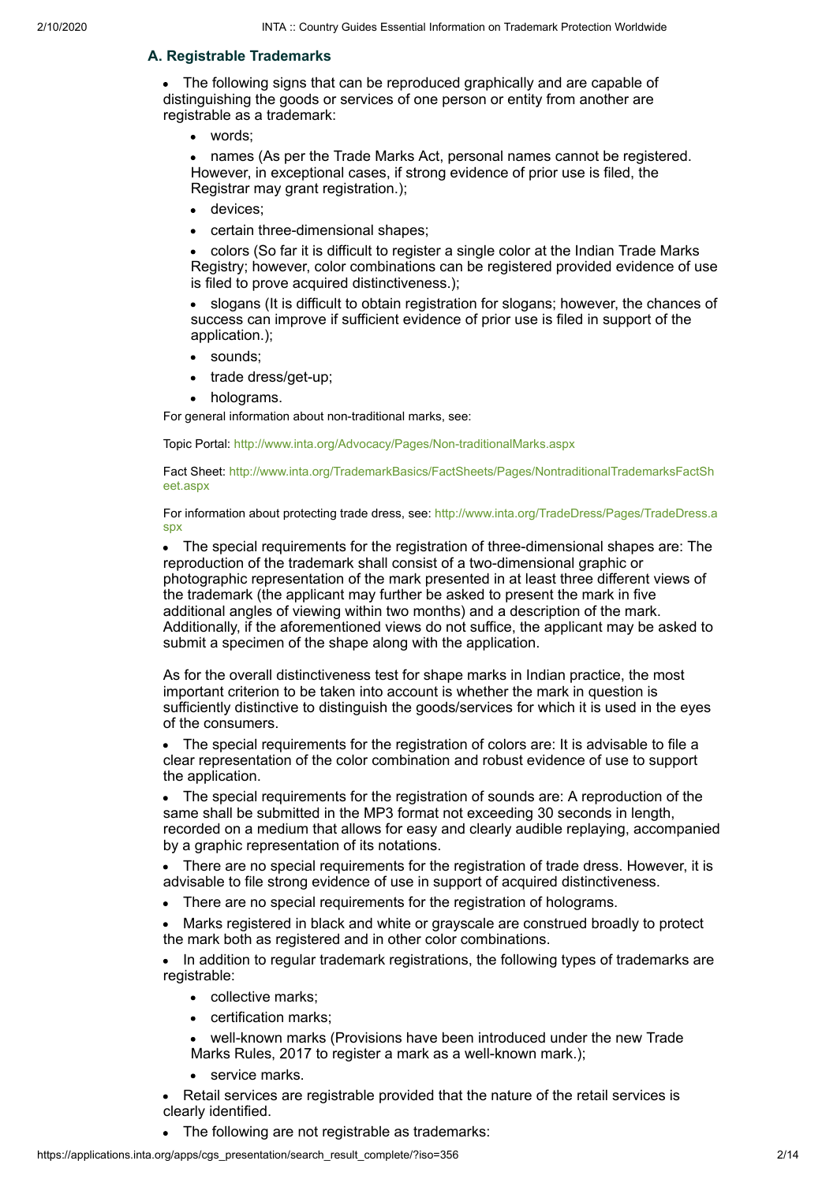### A. Registrable Trademarks

- The following signs that can be reproduced graphically and are capable of distinguishing the goods or services of one person or entity from another are registrable as a trademark:
  - words;
  - names (As per the Trade Marks Act, personal names cannot be registered. However, in exceptional cases, if strong evidence of prior use is filed, the Registrar may grant registration.);
  - devices;
  - certain three-dimensional shapes;
  - colors (So far it is difficult to register a single color at the Indian Trade Marks Registry; however, color combinations can be registered provided evidence of use is filed to prove acquired distinctiveness.);
  - slogans (It is difficult to obtain registration for slogans; however, the chances of success can improve if sufficient evidence of prior use is filed in support of the application.);
  - sounds;
  - trade dress/get-up;
  - holograms.

For general information about non-traditional marks, see:

Topic Portal: http://www.inta.org/Advocacy/Pages/Non-traditionalMarks.aspx

Fact Sheet: http://www.inta.org/TrademarkBasics/FactSheets/Pages/NontraditionalTrademarksFactSheet.aspx

For information about protecting trade dress, see: http://www.inta.org/TradeDress/Pages/TradeDress.aspx

- The special requirements for the registration of three-dimensional shapes are: The reproduction of the trademark shall consist of a two-dimensional graphic or photographic representation of the mark presented in at least three different views of the trademark (the applicant may further be asked to present the mark in five additional angles of viewing within two months) and a description of the mark. Additionally, if the aforementioned views do not suffice, the applicant may be asked to submit a specimen of the shape along with the application.

As for the overall distinctiveness test for shape marks in Indian practice, the most important criterion to be taken into account is whether the mark in question is sufficiently distinctive to distinguish the goods/services for which it is used in the eyes of the consumers.

- The special requirements for the registration of colors are: It is advisable to file a clear representation of the color combination and robust evidence of use to support the application.
- The special requirements for the registration of sounds are: A reproduction of the same shall be submitted in the MP3 format not exceeding 30 seconds in length, recorded on a medium that allows for easy and clearly audible replaying, accompanied by a graphic representation of its notations.
- There are no special requirements for the registration of trade dress. However, it is advisable to file strong evidence of use in support of acquired distinctiveness.
- There are no special requirements for the registration of holograms.
- Marks registered in black and white or grayscale are construed broadly to protect the mark both as registered and in other color combinations.
- In addition to regular trademark registrations, the following types of trademarks are registrable:
  - collective marks;
  - certification marks;
  - well-known marks (Provisions have been introduced under the new Trade Marks Rules, 2017 to register a mark as a well-known mark.);
  - service marks.
- Retail services are registrable provided that the nature of the retail services is clearly identified.
- The following are not registrable as trademarks: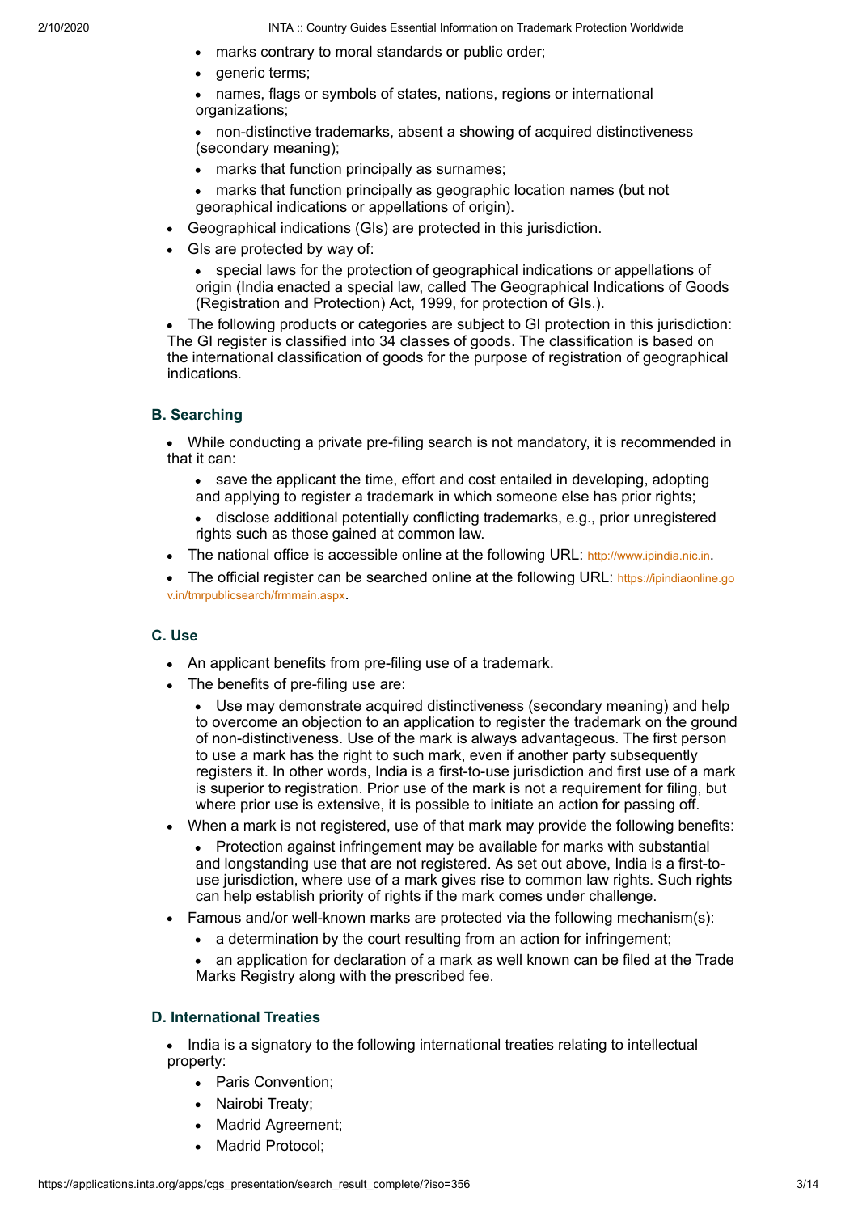- marks contrary to moral standards or public order;
- generic terms;
- names, flags or symbols of states, nations, regions or international organizations;
- non-distinctive trademarks, absent a showing of acquired distinctiveness (secondary meaning);
- marks that function principally as surnames;
- marks that function principally as geographic location names (but not georaphical indications or appellations of origin).

- Geographical indications (GIs) are protected in this jurisdiction.
- GIs are protected by way of:
  - special laws for the protection of geographical indications or appellations of origin (India enacted a special law, called The Geographical Indications of Goods (Registration and Protection) Act, 1999, for protection of GIs.).
- The following products or categories are subject to GI protection in this jurisdiction: The GI register is classified into 34 classes of goods. The classification is based on the international classification of goods for the purpose of registration of geographical indications.

### B. Searching

- While conducting a private pre-filing search is not mandatory, it is recommended in that it can:
  - save the applicant the time, effort and cost entailed in developing, adopting and applying to register a trademark in which someone else has prior rights;
  - disclose additional potentially conflicting trademarks, e.g., prior unregistered rights such as those gained at common law.
- The national office is accessible online at the following URL: http://www.ipindia.nic.in.
- The official register can be searched online at the following URL: https://ipindiaonline.gov.in/tmrpublicsearch/frmmain.aspx.

### C. Use

- An applicant benefits from pre-filing use of a trademark.
- The benefits of pre-filing use are:
  - Use may demonstrate acquired distinctiveness (secondary meaning) and help to overcome an objection to an application to register the trademark on the ground of non-distinctiveness. Use of the mark is always advantageous. The first person to use a mark has the right to such mark, even if another party subsequently registers it. In other words, India is a first-to-use jurisdiction and first use of a mark is superior to registration. Prior use of the mark is not a requirement for filing, but where prior use is extensive, it is possible to initiate an action for passing off.
- When a mark is not registered, use of that mark may provide the following benefits:
  - Protection against infringement may be available for marks with substantial and longstanding use that are not registered. As set out above, India is a first-to-use jurisdiction, where use of a mark gives rise to common law rights. Such rights can help establish priority of rights if the mark comes under challenge.
- Famous and/or well-known marks are protected via the following mechanism(s):
  - a determination by the court resulting from an action for infringement;
  - an application for declaration of a mark as well known can be filed at the Trade Marks Registry along with the prescribed fee.

### D. International Treaties

- India is a signatory to the following international treaties relating to intellectual property:
  - Paris Convention;
  - Nairobi Treaty;
  - Madrid Agreement;
  - Madrid Protocol;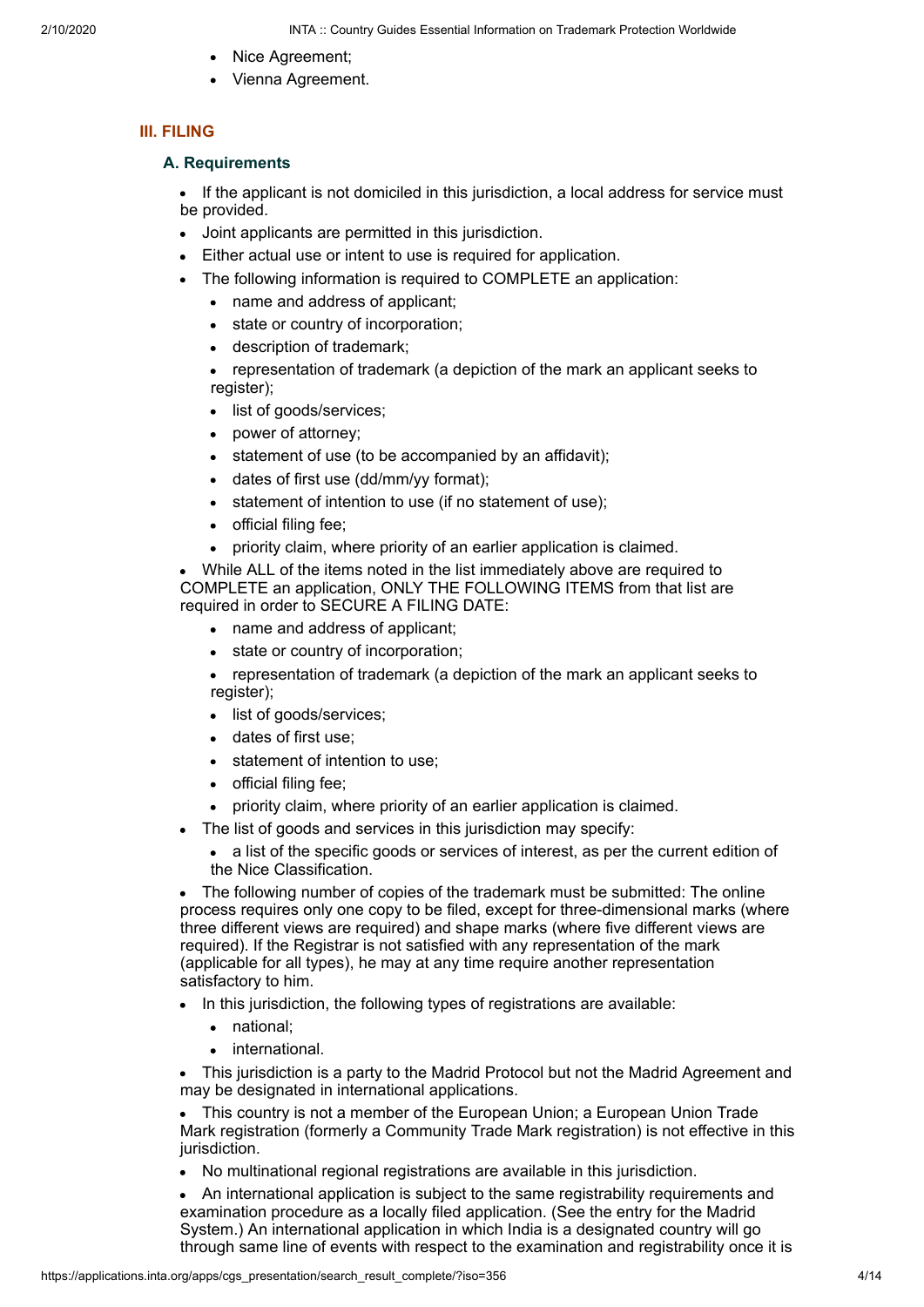- Nice Agreement;
- Vienna Agreement.

## III. FILING

### A. Requirements

- If the applicant is not domiciled in this jurisdiction, a local address for service must be provided.
- Joint applicants are permitted in this jurisdiction.
- Either actual use or intent to use is required for application.
- The following information is required to COMPLETE an application:
  - name and address of applicant;
  - state or country of incorporation;
  - description of trademark;
  - representation of trademark (a depiction of the mark an applicant seeks to register);
  - list of goods/services;
  - power of attorney;
  - statement of use (to be accompanied by an affidavit);
  - dates of first use (dd/mm/yy format);
  - statement of intention to use (if no statement of use);
  - official filing fee;
  - priority claim, where priority of an earlier application is claimed.
- While ALL of the items noted in the list immediately above are required to COMPLETE an application, ONLY THE FOLLOWING ITEMS from that list are required in order to SECURE A FILING DATE:
  - name and address of applicant;
  - state or country of incorporation;
  - representation of trademark (a depiction of the mark an applicant seeks to register);
  - list of goods/services;
  - dates of first use;
  - statement of intention to use;
  - official filing fee;
  - priority claim, where priority of an earlier application is claimed.
- The list of goods and services in this jurisdiction may specify:
  - a list of the specific goods or services of interest, as per the current edition of the Nice Classification.
- The following number of copies of the trademark must be submitted: The online process requires only one copy to be filed, except for three-dimensional marks (where three different views are required) and shape marks (where five different views are required). If the Registrar is not satisfied with any representation of the mark (applicable for all types), he may at any time require another representation satisfactory to him.
- In this jurisdiction, the following types of registrations are available:
  - national;
  - international.
- This jurisdiction is a party to the Madrid Protocol but not the Madrid Agreement and may be designated in international applications.
- This country is not a member of the European Union; a European Union Trade Mark registration (formerly a Community Trade Mark registration) is not effective in this jurisdiction.
- No multinational regional registrations are available in this jurisdiction.
- An international application is subject to the same registrability requirements and examination procedure as a locally filed application. (See the entry for the Madrid System.) An international application in which India is a designated country will go through same line of events with respect to the examination and registrability once it is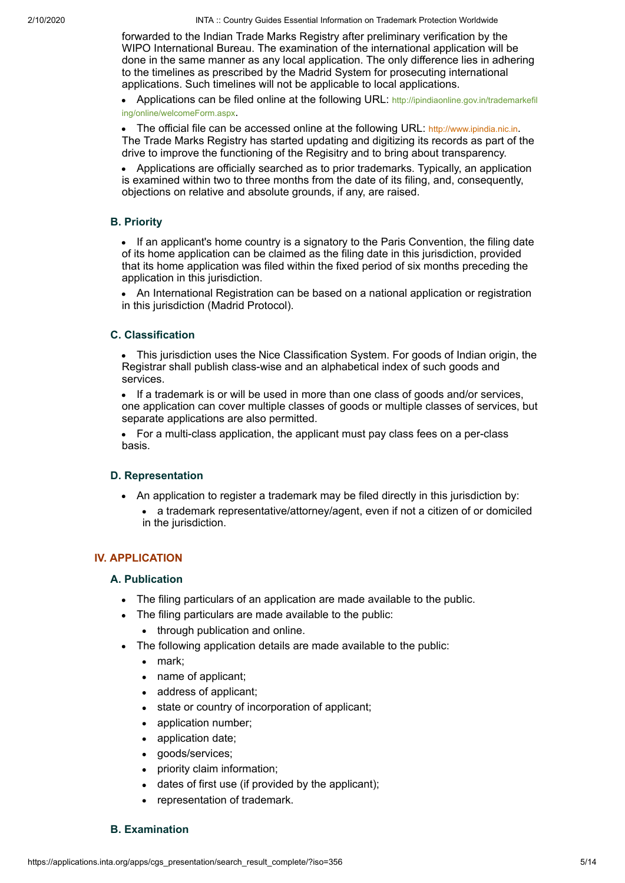forwarded to the Indian Trade Marks Registry after preliminary verification by the WIPO International Bureau. The examination of the international application will be done in the same manner as any local application. The only difference lies in adhering to the timelines as prescribed by the Madrid System for prosecuting international applications. Such timelines will not be applicable to local applications.

- Applications can be filed online at the following URL: http://ipindiaonline.gov.in/trademarkefiling/online/welcomeForm.aspx.
- The official file can be accessed online at the following URL: http://www.ipindia.nic.in. The Trade Marks Registry has started updating and digitizing its records as part of the drive to improve the functioning of the Regisitry and to bring about transparency.
- Applications are officially searched as to prior trademarks. Typically, an application is examined within two to three months from the date of its filing, and, consequently, objections on relative and absolute grounds, if any, are raised.

### B. Priority

- If an applicant's home country is a signatory to the Paris Convention, the filing date of its home application can be claimed as the filing date in this jurisdiction, provided that its home application was filed within the fixed period of six months preceding the application in this jurisdiction.
- An International Registration can be based on a national application or registration in this jurisdiction (Madrid Protocol).

### C. Classification

- This jurisdiction uses the Nice Classification System. For goods of Indian origin, the Registrar shall publish class-wise and an alphabetical index of such goods and services.
- If a trademark is or will be used in more than one class of goods and/or services, one application can cover multiple classes of goods or multiple classes of services, but separate applications are also permitted.
- For a multi-class application, the applicant must pay class fees on a per-class basis.

### D. Representation

- An application to register a trademark may be filed directly in this jurisdiction by:
  - a trademark representative/attorney/agent, even if not a citizen of or domiciled in the jurisdiction.

## IV. APPLICATION

### A. Publication

- The filing particulars of an application are made available to the public.
- The filing particulars are made available to the public:
  - through publication and online.
- The following application details are made available to the public:
  - mark;
  - name of applicant;
  - address of applicant;
  - state or country of incorporation of applicant;
  - application number;
  - application date;
  - goods/services;
  - priority claim information;
  - dates of first use (if provided by the applicant);
  - representation of trademark.

### B. Examination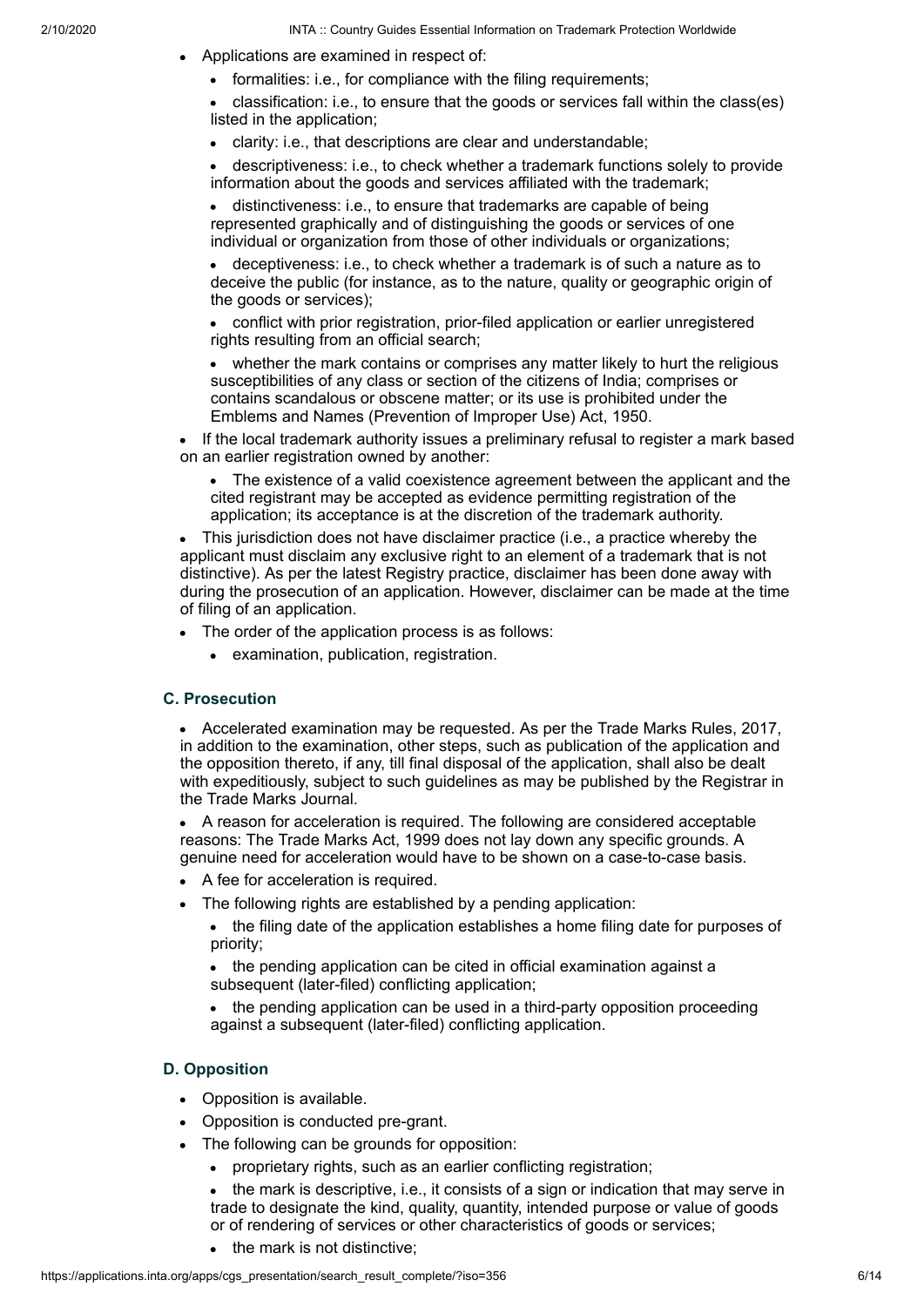- Applications are examined in respect of:
  - formalities: i.e., for compliance with the filing requirements;
  - classification: i.e., to ensure that the goods or services fall within the class(es) listed in the application;
  - clarity: i.e., that descriptions are clear and understandable;
  - descriptiveness: i.e., to check whether a trademark functions solely to provide information about the goods and services affiliated with the trademark;
  - distinctiveness: i.e., to ensure that trademarks are capable of being represented graphically and of distinguishing the goods or services of one individual or organization from those of other individuals or organizations;
  - deceptiveness: i.e., to check whether a trademark is of such a nature as to deceive the public (for instance, as to the nature, quality or geographic origin of the goods or services);
  - conflict with prior registration, prior-filed application or earlier unregistered rights resulting from an official search;
  - whether the mark contains or comprises any matter likely to hurt the religious susceptibilities of any class or section of the citizens of India; comprises or contains scandalous or obscene matter; or its use is prohibited under the Emblems and Names (Prevention of Improper Use) Act, 1950.
- If the local trademark authority issues a preliminary refusal to register a mark based on an earlier registration owned by another:
  - The existence of a valid coexistence agreement between the applicant and the cited registrant may be accepted as evidence permitting registration of the application; its acceptance is at the discretion of the trademark authority.
- This jurisdiction does not have disclaimer practice (i.e., a practice whereby the applicant must disclaim any exclusive right to an element of a trademark that is not distinctive). As per the latest Registry practice, disclaimer has been done away with during the prosecution of an application. However, disclaimer can be made at the time of filing of an application.
- The order of the application process is as follows:
  - examination, publication, registration.

### C. Prosecution

- Accelerated examination may be requested. As per the Trade Marks Rules, 2017, in addition to the examination, other steps, such as publication of the application and the opposition thereto, if any, till final disposal of the application, shall also be dealt with expeditiously, subject to such guidelines as may be published by the Registrar in the Trade Marks Journal.
- A reason for acceleration is required. The following are considered acceptable reasons: The Trade Marks Act, 1999 does not lay down any specific grounds. A genuine need for acceleration would have to be shown on a case-to-case basis.
- A fee for acceleration is required.
- The following rights are established by a pending application:
  - the filing date of the application establishes a home filing date for purposes of priority;
  - the pending application can be cited in official examination against a subsequent (later-filed) conflicting application;
  - the pending application can be used in a third-party opposition proceeding against a subsequent (later-filed) conflicting application.

### D. Opposition

- Opposition is available.
- Opposition is conducted pre-grant.
- The following can be grounds for opposition:
  - proprietary rights, such as an earlier conflicting registration;
  - the mark is descriptive, i.e., it consists of a sign or indication that may serve in trade to designate the kind, quality, quantity, intended purpose or value of goods or of rendering of services or other characteristics of goods or services;
  - the mark is not distinctive;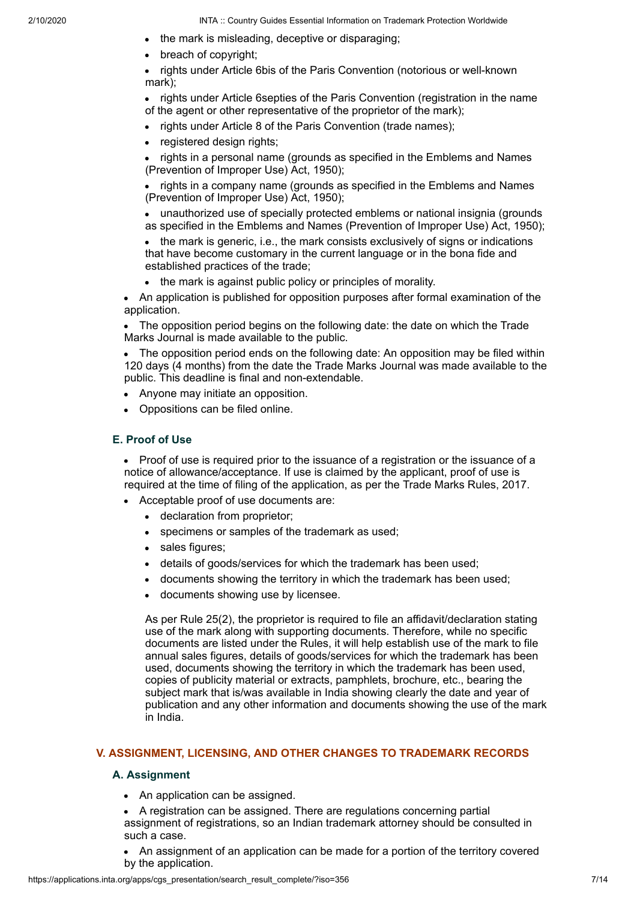- the mark is misleading, deceptive or disparaging;
  - breach of copyright;
  - rights under Article 6bis of the Paris Convention (notorious or well-known mark);
  - rights under Article 6septies of the Paris Convention (registration in the name of the agent or other representative of the proprietor of the mark);
  - rights under Article 8 of the Paris Convention (trade names);
  - registered design rights;
  - rights in a personal name (grounds as specified in the Emblems and Names (Prevention of Improper Use) Act, 1950);
  - rights in a company name (grounds as specified in the Emblems and Names (Prevention of Improper Use) Act, 1950);
  - unauthorized use of specially protected emblems or national insignia (grounds as specified in the Emblems and Names (Prevention of Improper Use) Act, 1950);
  - the mark is generic, i.e., the mark consists exclusively of signs or indications that have become customary in the current language or in the bona fide and established practices of the trade;
  - the mark is against public policy or principles of morality.
- An application is published for opposition purposes after formal examination of the application.
- The opposition period begins on the following date: the date on which the Trade Marks Journal is made available to the public.
- The opposition period ends on the following date: An opposition may be filed within 120 days (4 months) from the date the Trade Marks Journal was made available to the public. This deadline is final and non-extendable.
- Anyone may initiate an opposition.
- Oppositions can be filed online.

### E. Proof of Use

- Proof of use is required prior to the issuance of a registration or the issuance of a notice of allowance/acceptance. If use is claimed by the applicant, proof of use is required at the time of filing of the application, as per the Trade Marks Rules, 2017.
- Acceptable proof of use documents are:
  - declaration from proprietor;
  - specimens or samples of the trademark as used;
  - sales figures;
  - details of goods/services for which the trademark has been used;
  - documents showing the territory in which the trademark has been used;
  - documents showing use by licensee.

  As per Rule 25(2), the proprietor is required to file an affidavit/declaration stating use of the mark along with supporting documents. Therefore, while no specific documents are listed under the Rules, it will help establish use of the mark to file annual sales figures, details of goods/services for which the trademark has been used, documents showing the territory in which the trademark has been used, copies of publicity material or extracts, pamphlets, brochure, etc., bearing the subject mark that is/was available in India showing clearly the date and year of publication and any other information and documents showing the use of the mark in India.

## V. ASSIGNMENT, LICENSING, AND OTHER CHANGES TO TRADEMARK RECORDS

### A. Assignment

- An application can be assigned.
- A registration can be assigned. There are regulations concerning partial assignment of registrations, so an Indian trademark attorney should be consulted in such a case.
- An assignment of an application can be made for a portion of the territory covered by the application.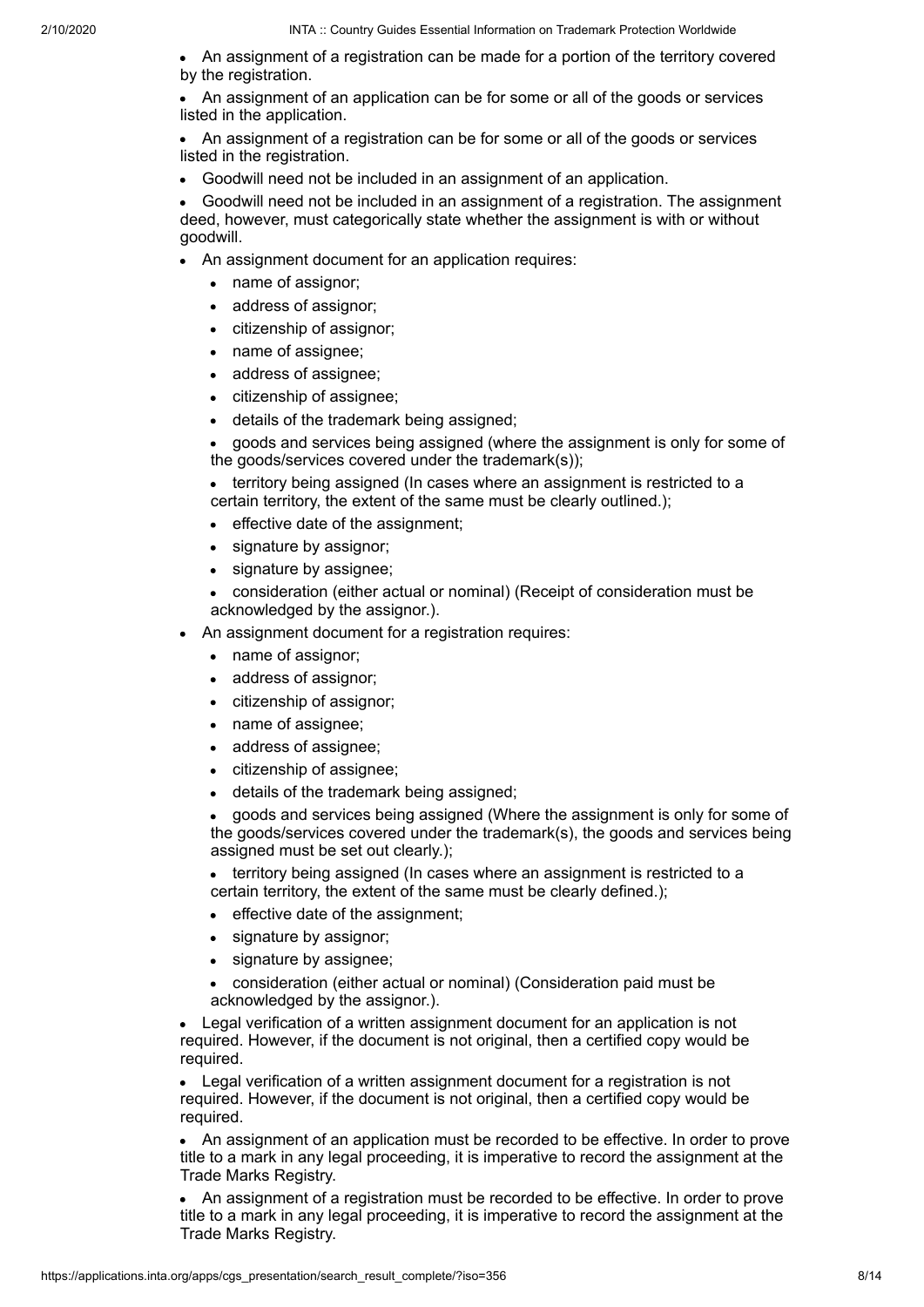- An assignment of a registration can be made for a portion of the territory covered by the registration.
- An assignment of an application can be for some or all of the goods or services listed in the application.
- An assignment of a registration can be for some or all of the goods or services listed in the registration.
- Goodwill need not be included in an assignment of an application.
- Goodwill need not be included in an assignment of a registration. The assignment deed, however, must categorically state whether the assignment is with or without goodwill.
- An assignment document for an application requires:
  - name of assignor;
  - address of assignor;
  - citizenship of assignor;
  - name of assignee;
  - address of assignee;
  - citizenship of assignee;
  - details of the trademark being assigned;
  - goods and services being assigned (where the assignment is only for some of the goods/services covered under the trademark(s));
  - territory being assigned (In cases where an assignment is restricted to a certain territory, the extent of the same must be clearly outlined.);
  - effective date of the assignment;
  - signature by assignor;
  - signature by assignee;
  - consideration (either actual or nominal) (Receipt of consideration must be acknowledged by the assignor.).
- An assignment document for a registration requires:
  - name of assignor;
  - address of assignor;
  - citizenship of assignor;
  - name of assignee;
  - address of assignee;
  - citizenship of assignee;
  - details of the trademark being assigned;
  - goods and services being assigned (Where the assignment is only for some of the goods/services covered under the trademark(s), the goods and services being assigned must be set out clearly.);
  - territory being assigned (In cases where an assignment is restricted to a certain territory, the extent of the same must be clearly defined.);
  - effective date of the assignment;
  - signature by assignor;
  - signature by assignee;
  - consideration (either actual or nominal) (Consideration paid must be acknowledged by the assignor.).
- Legal verification of a written assignment document for an application is not required. However, if the document is not original, then a certified copy would be required.
- Legal verification of a written assignment document for a registration is not required. However, if the document is not original, then a certified copy would be required.
- An assignment of an application must be recorded to be effective. In order to prove title to a mark in any legal proceeding, it is imperative to record the assignment at the Trade Marks Registry.
- An assignment of a registration must be recorded to be effective. In order to prove title to a mark in any legal proceeding, it is imperative to record the assignment at the Trade Marks Registry.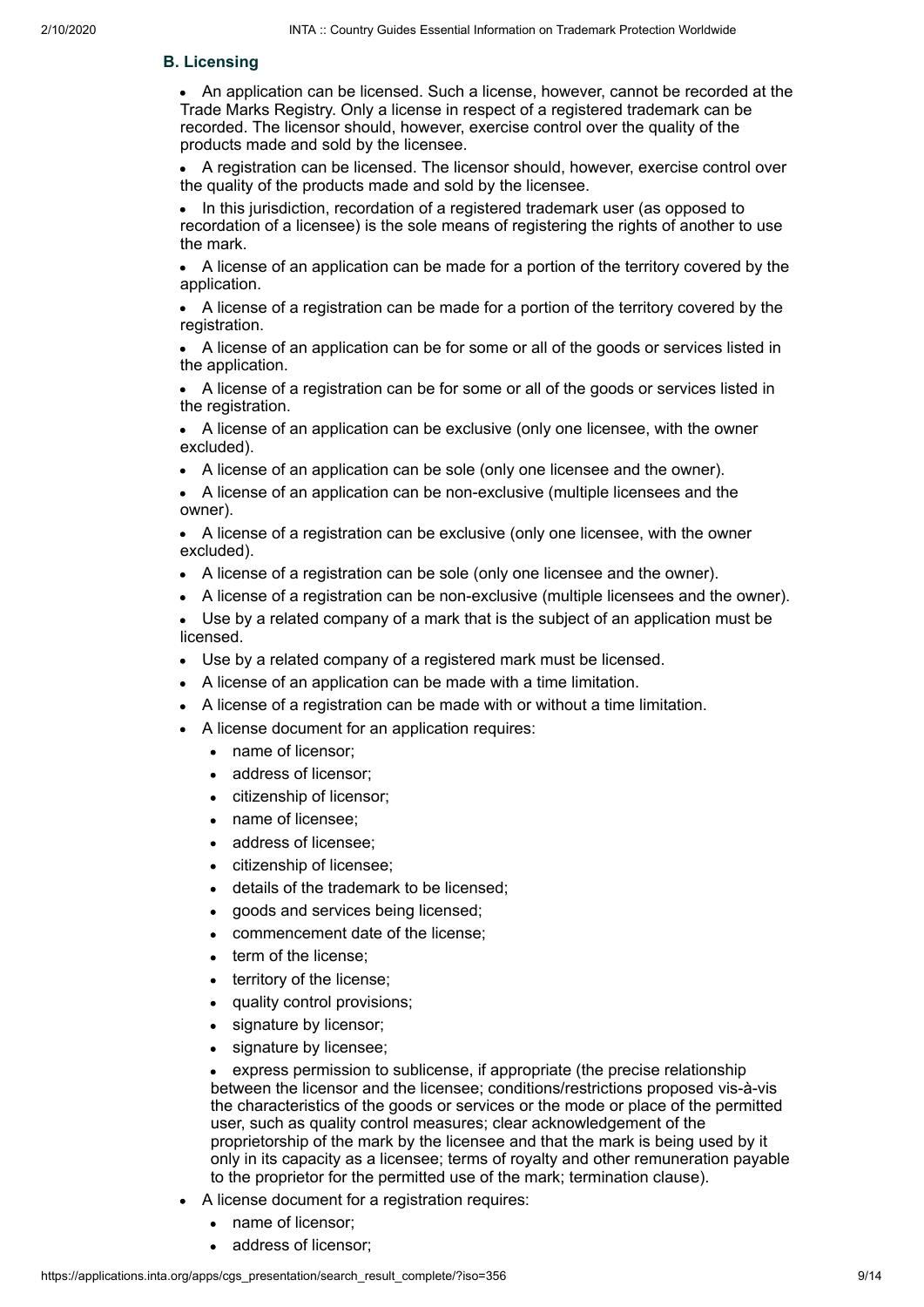### B. Licensing

- An application can be licensed. Such a license, however, cannot be recorded at the Trade Marks Registry. Only a license in respect of a registered trademark can be recorded. The licensor should, however, exercise control over the quality of the products made and sold by the licensee.
- A registration can be licensed. The licensor should, however, exercise control over the quality of the products made and sold by the licensee.
- In this jurisdiction, recordation of a registered trademark user (as opposed to recordation of a licensee) is the sole means of registering the rights of another to use the mark.
- A license of an application can be made for a portion of the territory covered by the application.
- A license of a registration can be made for a portion of the territory covered by the registration.
- A license of an application can be for some or all of the goods or services listed in the application.
- A license of a registration can be for some or all of the goods or services listed in the registration.
- A license of an application can be exclusive (only one licensee, with the owner excluded).
- A license of an application can be sole (only one licensee and the owner).
- A license of an application can be non-exclusive (multiple licensees and the owner).
- A license of a registration can be exclusive (only one licensee, with the owner excluded).
- A license of a registration can be sole (only one licensee and the owner).
- A license of a registration can be non-exclusive (multiple licensees and the owner).
- Use by a related company of a mark that is the subject of an application must be licensed.
- Use by a related company of a registered mark must be licensed.
- A license of an application can be made with a time limitation.
- A license of a registration can be made with or without a time limitation.
- A license document for an application requires:
  - name of licensor;
  - address of licensor;
  - citizenship of licensor;
  - name of licensee;
  - address of licensee;
  - citizenship of licensee;
  - details of the trademark to be licensed;
  - goods and services being licensed;
  - commencement date of the license;
  - term of the license;
  - territory of the license;
  - quality control provisions;
  - signature by licensor;
  - signature by licensee;
  - express permission to sublicense, if appropriate (the precise relationship between the licensor and the licensee; conditions/restrictions proposed vis-à-vis the characteristics of the goods or services or the mode or place of the permitted user, such as quality control measures; clear acknowledgement of the proprietorship of the mark by the licensee and that the mark is being used by it only in its capacity as a licensee; terms of royalty and other remuneration payable to the proprietor for the permitted use of the mark; termination clause).
- A license document for a registration requires:
  - name of licensor;
  - address of licensor;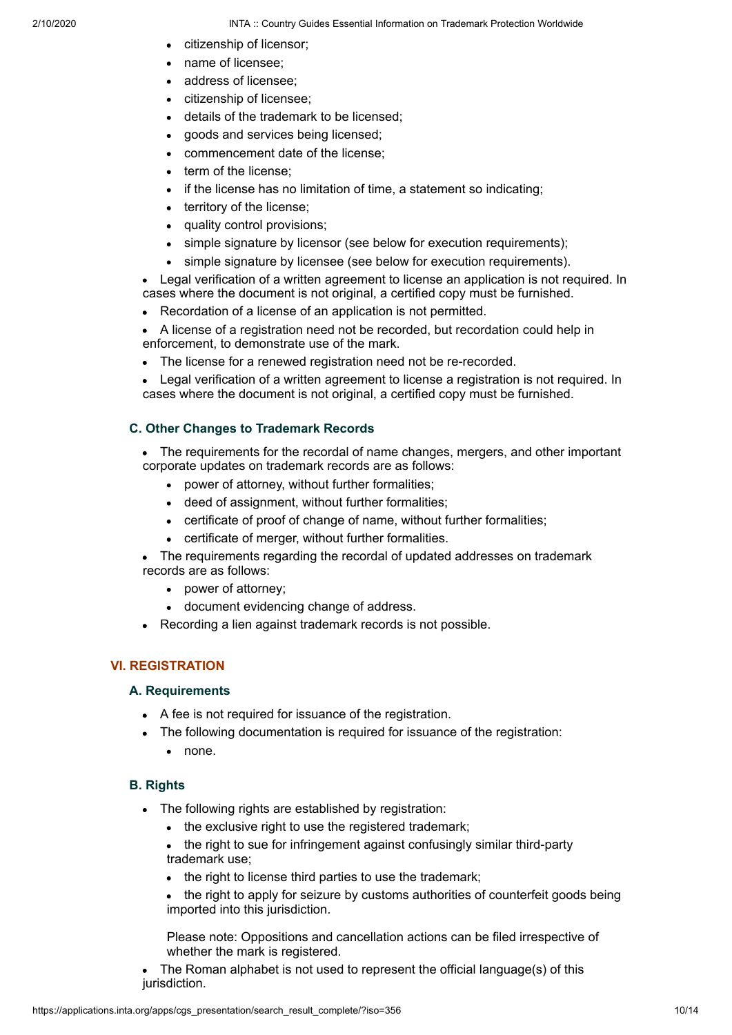- citizenship of licensor;
  - name of licensee;
  - address of licensee;
  - citizenship of licensee;
  - details of the trademark to be licensed;
  - goods and services being licensed;
  - commencement date of the license;
  - term of the license;
  - if the license has no limitation of time, a statement so indicating;
  - territory of the license;
  - quality control provisions;
  - simple signature by licensor (see below for execution requirements);
  - simple signature by licensee (see below for execution requirements).
- Legal verification of a written agreement to license an application is not required. In cases where the document is not original, a certified copy must be furnished.
- Recordation of a license of an application is not permitted.
- A license of a registration need not be recorded, but recordation could help in enforcement, to demonstrate use of the mark.
- The license for a renewed registration need not be re-recorded.
- Legal verification of a written agreement to license a registration is not required. In cases where the document is not original, a certified copy must be furnished.

### C. Other Changes to Trademark Records

- The requirements for the recordal of name changes, mergers, and other important corporate updates on trademark records are as follows:
  - power of attorney, without further formalities;
  - deed of assignment, without further formalities;
  - certificate of proof of change of name, without further formalities;
  - certificate of merger, without further formalities.
- The requirements regarding the recordal of updated addresses on trademark records are as follows:
  - power of attorney;
  - document evidencing change of address.
- Recording a lien against trademark records is not possible.

## VI. REGISTRATION

### A. Requirements

- A fee is not required for issuance of the registration.
- The following documentation is required for issuance of the registration:
  - none.

### B. Rights

- The following rights are established by registration:
  - the exclusive right to use the registered trademark;
  - the right to sue for infringement against confusingly similar third-party trademark use;
  - the right to license third parties to use the trademark;
  - the right to apply for seizure by customs authorities of counterfeit goods being imported into this jurisdiction.

  Please note: Oppositions and cancellation actions can be filed irrespective of whether the mark is registered.
- The Roman alphabet is not used to represent the official language(s) of this jurisdiction.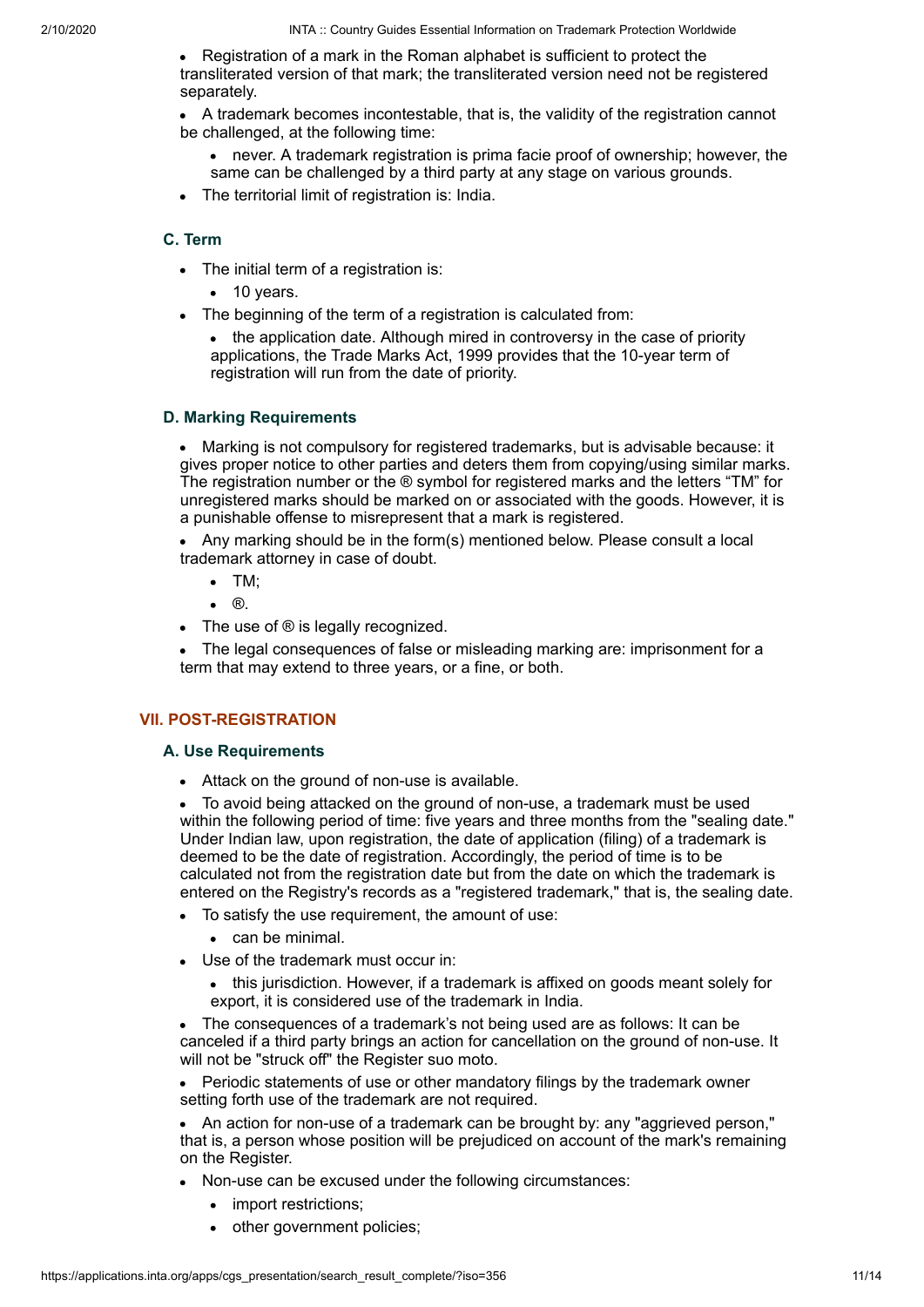- Registration of a mark in the Roman alphabet is sufficient to protect the transliterated version of that mark; the transliterated version need not be registered separately.
- A trademark becomes incontestable, that is, the validity of the registration cannot be challenged, at the following time:
  - never. A trademark registration is prima facie proof of ownership; however, the same can be challenged by a third party at any stage on various grounds.
- The territorial limit of registration is: India.

### C. Term

- The initial term of a registration is:
  - 10 years.
- The beginning of the term of a registration is calculated from:
  - the application date. Although mired in controversy in the case of priority applications, the Trade Marks Act, 1999 provides that the 10-year term of registration will run from the date of priority.

### D. Marking Requirements

- Marking is not compulsory for registered trademarks, but is advisable because: it gives proper notice to other parties and deters them from copying/using similar marks. The registration number or the ® symbol for registered marks and the letters "TM" for unregistered marks should be marked on or associated with the goods. However, it is a punishable offense to misrepresent that a mark is registered.
- Any marking should be in the form(s) mentioned below. Please consult a local trademark attorney in case of doubt.
  - TM;
  - ®.
- The use of ® is legally recognized.
- The legal consequences of false or misleading marking are: imprisonment for a term that may extend to three years, or a fine, or both.

## VII. POST-REGISTRATION

### A. Use Requirements

- Attack on the ground of non-use is available.
- To avoid being attacked on the ground of non-use, a trademark must be used within the following period of time: five years and three months from the "sealing date." Under Indian law, upon registration, the date of application (filing) of a trademark is deemed to be the date of registration. Accordingly, the period of time is to be calculated not from the registration date but from the date on which the trademark is entered on the Registry's records as a "registered trademark," that is, the sealing date.
- To satisfy the use requirement, the amount of use:
  - can be minimal.
- Use of the trademark must occur in:
  - this jurisdiction. However, if a trademark is affixed on goods meant solely for export, it is considered use of the trademark in India.
- The consequences of a trademark's not being used are as follows: It can be canceled if a third party brings an action for cancellation on the ground of non-use. It will not be "struck off" the Register suo moto.
- Periodic statements of use or other mandatory filings by the trademark owner setting forth use of the trademark are not required.
- An action for non-use of a trademark can be brought by: any "aggrieved person," that is, a person whose position will be prejudiced on account of the mark's remaining on the Register.
- Non-use can be excused under the following circumstances:
  - import restrictions;
  - other government policies;